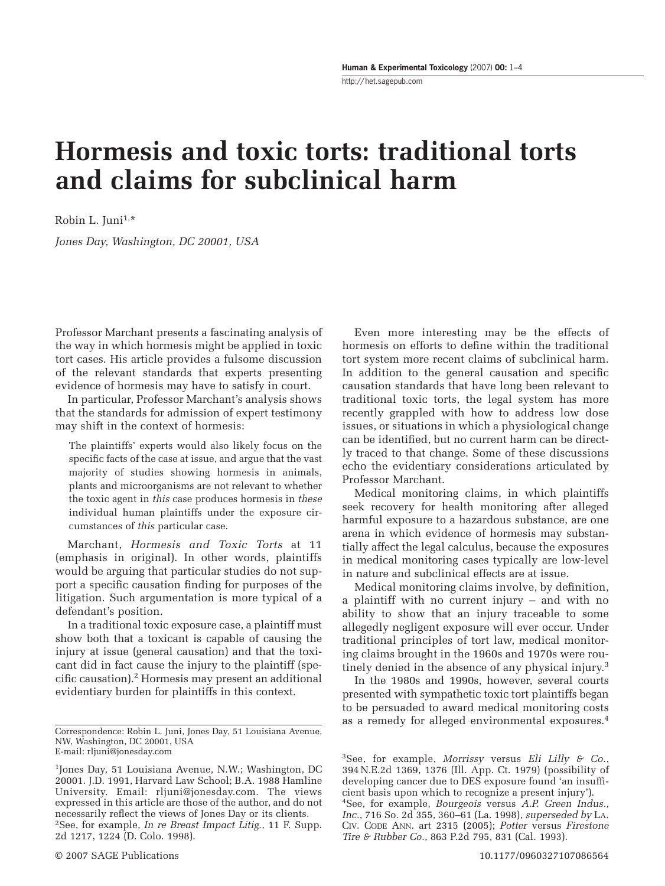# Hormesis and toxic torts: traditional torts and claims for subclinical harm

Robin L. Juni[1,*]

*Jones Day, Washington, DC 20001, USA*

Professor Marchant presents a fascinating analysis of the way in which hormesis might be applied in toxic tort cases. His article provides a fulsome discussion of the relevant standards that experts presenting evidence of hormesis may have to satisfy in court.

In particular, Professor Marchant's analysis shows that the standards for admission of expert testimony may shift in the context of hormesis:

> The plaintiffs' experts would also likely focus on the specific facts of the case at issue, and argue that the vast majority of studies showing hormesis in animals, plants and microorganisms are not relevant to whether the toxic agent in *this* case produces hormesis in *these* individual human plaintiffs under the exposure circumstances of *this* particular case.

Marchant, *Hormesis and Toxic Torts* at 11 (emphasis in original). In other words, plaintiffs would be arguing that particular studies do not support a specific causation finding for purposes of the litigation. Such argumentation is more typical of a defendant's position.

In a traditional toxic exposure case, a plaintiff must show both that a toxicant is capable of causing the injury at issue (general causation) and that the toxicant did in fact cause the injury to the plaintiff (specific causation).[2] Hormesis may present an additional evidentiary burden for plaintiffs in this context.

Even more interesting may be the effects of hormesis on efforts to define within the traditional tort system more recent claims of subclinical harm. In addition to the general causation and specific causation standards that have long been relevant to traditional toxic torts, the legal system has more recently grappled with how to address low dose issues, or situations in which a physiological change can be identified, but no current harm can be directly traced to that change. Some of these discussions echo the evidentiary considerations articulated by Professor Marchant.

Medical monitoring claims, in which plaintiffs seek recovery for health monitoring after alleged harmful exposure to a hazardous substance, are one arena in which evidence of hormesis may substantially affect the legal calculus, because the exposures in medical monitoring cases typically are low-level in nature and subclinical effects are at issue.

Medical monitoring claims involve, by definition, a plaintiff with no current injury – and with no ability to show that an injury traceable to some allegedly negligent exposure will ever occur. Under traditional principles of tort law, medical monitoring claims brought in the 1960s and 1970s were routinely denied in the absence of any physical injury.[3]

In the 1980s and 1990s, however, several courts presented with sympathetic toxic tort plaintiffs began to be persuaded to award medical monitoring costs as a remedy for alleged environmental exposures.[4]

---

Correspondence: Robin L. Juni, Jones Day, 51 Louisiana Avenue, NW, Washington, DC 20001, USA
E-mail: rljuni@jonesday.com

[1]Jones Day, 51 Louisiana Avenue, N.W.; Washington, DC 20001. J.D. 1991, Harvard Law School; B.A. 1988 Hamline University. Email: rljuni@jonesday.com. The views expressed in this article are those of the author, and do not necessarily reflect the views of Jones Day or its clients.

[2]See, for example, *In re Breast Impact Litig.*, 11 F. Supp. 2d 1217, 1224 (D. Colo. 1998).

[3]See, for example, *Morrissy* versus *Eli Lilly & Co.*, 394 N.E.2d 1369, 1376 (Ill. App. Ct. 1979) (possibility of developing cancer due to DES exposure found 'an insufficient basis upon which to recognize a present injury').

[4]See, for example, *Bourgeois* versus *A.P. Green Indus., Inc.*, 716 So. 2d 355, 360–61 (La. 1998), *superseded by* LA. CIV. CODE ANN. art 2315 (2005); *Potter* versus *Firestone Tire & Rubber Co.*, 863 P.2d 795, 831 (Cal. 1993).

© 2007 SAGE Publications 10.1177/0960327107086564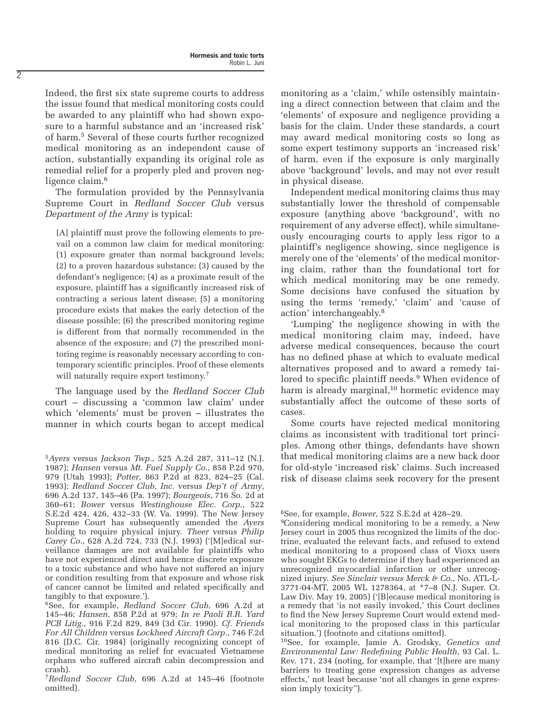Indeed, the first six state supreme courts to address the issue found that medical monitoring costs could be awarded to any plaintiff who had shown exposure to a harmful substance and an 'increased risk' of harm.[5] Several of these courts further recognized medical monitoring as an independent cause of action, substantially expanding its original role as remedial relief for a properly pled and proven negligence claim.[6]

The formulation provided by the Pennsylvania Supreme Court in *Redland Soccer Club* versus *Department of the Army* is typical:

> [A] plaintiff must prove the following elements to prevail on a common law claim for medical monitoring: (1) exposure greater than normal background levels; (2) to a proven hazardous substance; (3) caused by the defendant's negligence; (4) as a proximate result of the exposure, plaintiff has a significantly increased risk of contracting a serious latent disease; (5) a monitoring procedure exists that makes the early detection of the disease possible; (6) the prescribed monitoring regime is different from that normally recommended in the absence of the exposure; and (7) the prescribed monitoring regime is reasonably necessary according to contemporary scientific principles. Proof of these elements will naturally require expert testimony.[7]

The language used by the *Redland Soccer Club* court – discussing a 'common law claim' under which 'elements' must be proven – illustrates the manner in which courts began to accept medical monitoring as a 'claim,' while ostensibly maintaining a direct connection between that claim and the 'elements' of exposure and negligence providing a basis for the claim. Under these standards, a court may award medical monitoring costs so long as some expert testimony supports an 'increased risk' of harm, even if the exposure is only marginally above 'background' levels, and may not ever result in physical disease.

Independent medical monitoring claims thus may substantially lower the threshold of compensable exposure (anything above 'background', with no requirement of any adverse effect), while simultaneously encouraging courts to apply less rigor to a plaintiff's negligence showing, since negligence is merely one of the 'elements' of the medical monitoring claim, rather than the foundational tort for which medical monitoring may be one remedy. Some decisions have confused the situation by using the terms 'remedy,' 'claim' and 'cause of action' interchangeably.[8]

'Lumping' the negligence showing in with the medical monitoring claim may, indeed, have adverse medical consequences, because the court has no defined phase at which to evaluate medical alternatives proposed and to award a remedy tailored to specific plaintiff needs.[9] When evidence of harm is already marginal,[10] hormetic evidence may substantially affect the outcome of these sorts of cases.

Some courts have rejected medical monitoring claims as inconsistent with traditional tort principles. Among other things, defendants have shown that medical monitoring claims are a new back door for old-style 'increased risk' claims. Such increased risk of disease claims seek recovery for the present

---

[5] *Ayers* versus *Jackson Twp.*, 525 A.2d 287, 311–12 (N.J. 1987); *Hansen* versus *Mt. Fuel Supply Co.*, 858 P.2d 970, 979 (Utah 1993); *Potter*, 863 P.2d at 823, 824–25 (Cal. 1993); *Redland Soccer Club, Inc.* versus *Dep't of Army*, 696 A.2d 137, 145–46 (Pa. 1997); *Bourgeois*, 716 So. 2d at 360–61; *Bower* versus *Westinghouse Elec. Corp.*, 522 S.E.2d 424, 426, 432–33 (W. Va. 1999). The New Jersey Supreme Court has subsequently amended the *Ayers* holding to require physical injury. *Theer* versus *Philip Carey Co.*, 628 A.2d 724, 733 (N.J. 1993) ('[M]edical surveillance damages are not available for plaintiffs who have not experienced direct and hence discrete exposure to a toxic substance and who have not suffered an injury or condition resulting from that exposure and whose risk of cancer cannot be limited and related specifically and tangibly to that exposure.').

[6] See, for example, *Redland Soccer Club*, 696 A.2d at 145–46; *Hansen*, 858 P.2d at 979; *In re Paoli R.R. Yard PCB Litig.*, 916 F.2d 829, 849 (3d Cir. 1990). *Cf. Friends For All Children* versus *Lockheed Aircraft Corp.*, 746 F.2d 816 (D.C. Cir. 1984) (originally recognizing concept of medical monitoring as relief for evacuated Vietnamese orphans who suffered aircraft cabin decompression and crash).

[7] *Redland Soccer Club*, 696 A.2d at 145–46 (footnote omitted).

[8] See, for example, *Bower*, 522 S.E.2d at 428–29.

[9] Considering medical monitoring to be a remedy, a New Jersey court in 2005 thus recognized the limits of the doctrine, evaluated the relevant facts, and refused to extend medical monitoring to a proposed class of Vioxx users who sought EKGs to determine if they had experienced an unrecognized myocardial infarction or other unrecognized injury. *See Sinclair versus Merck & Co.*, No. ATL-L-3771-04-MT, 2005 WL 1278364, at *7–8 (N.J. Super. Ct. Law Div. May 19, 2005) ('[B]ecause medical monitoring is a remedy that 'is not easily invoked,' this Court declines to find the New Jersey Supreme Court would extend medical monitoring to the proposed class in this particular situation.') (footnote and citations omitted).

[10] See, for example, Jamie A. Grodsky, *Genetics and Environmental Law: Redefining Public Health*, 93 Cal. L. Rev. 171, 234 (noting, for example, that '[t]here are many barriers to treating gene expression changes as adverse effects,' not least because 'not all changes in gene expression imply toxicity'').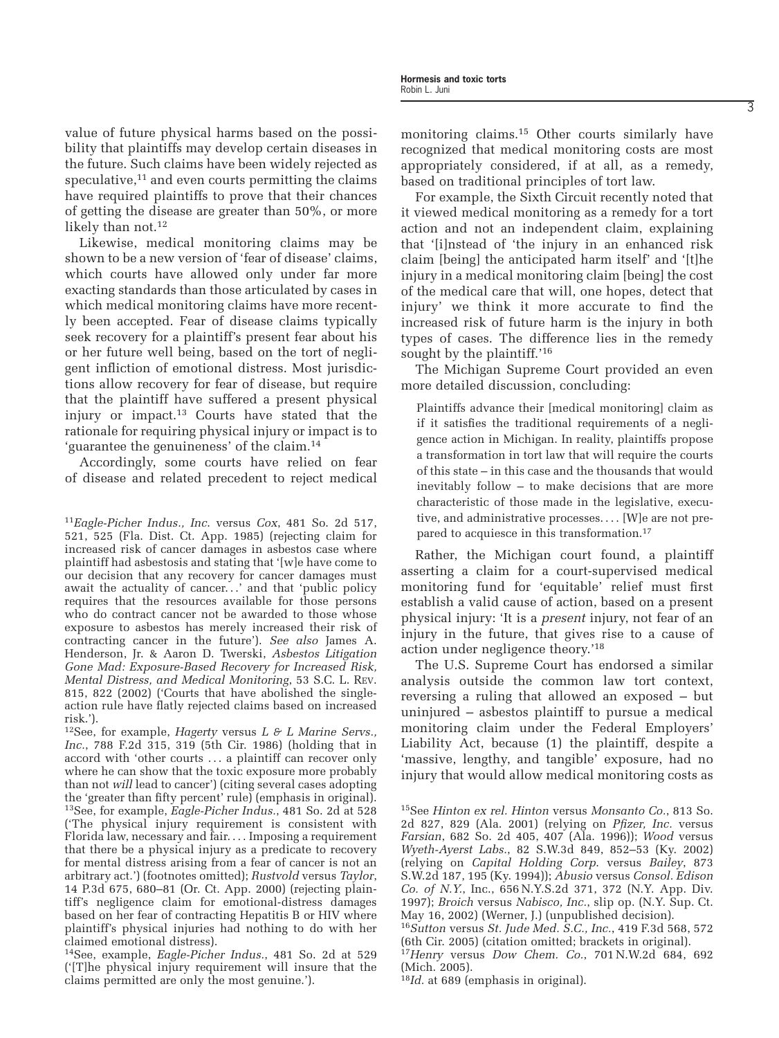value of future physical harms based on the possibility that plaintiffs may develop certain diseases in the future. Such claims have been widely rejected as speculative,[11] and even courts permitting the claims have required plaintiffs to prove that their chances of getting the disease are greater than 50%, or more likely than not.[12]

Likewise, medical monitoring claims may be shown to be a new version of 'fear of disease' claims, which courts have allowed only under far more exacting standards than those articulated by cases in which medical monitoring claims have more recently been accepted. Fear of disease claims typically seek recovery for a plaintiff's present fear about his or her future well being, based on the tort of negligent infliction of emotional distress. Most jurisdictions allow recovery for fear of disease, but require that the plaintiff have suffered a present physical injury or impact.[13] Courts have stated that the rationale for requiring physical injury or impact is to 'guarantee the genuineness' of the claim.[14]

Accordingly, some courts have relied on fear of disease and related precedent to reject medical monitoring claims.[15] Other courts similarly have recognized that medical monitoring costs are most appropriately considered, if at all, as a remedy, based on traditional principles of tort law.

For example, the Sixth Circuit recently noted that it viewed medical monitoring as a remedy for a tort action and not an independent claim, explaining that '[i]nstead of 'the injury in an enhanced risk claim [being] the anticipated harm itself' and '[t]he injury in a medical monitoring claim [being] the cost of the medical care that will, one hopes, detect that injury' we think it more accurate to find the increased risk of future harm is the injury in both types of cases. The difference lies in the remedy sought by the plaintiff.'[16]

The Michigan Supreme Court provided an even more detailed discussion, concluding:

> Plaintiffs advance their [medical monitoring] claim as if it satisfies the traditional requirements of a negligence action in Michigan. In reality, plaintiffs propose a transformation in tort law that will require the courts of this state – in this case and the thousands that would inevitably follow – to make decisions that are more characteristic of those made in the legislative, executive, and administrative processes. ... [W]e are not prepared to acquiesce in this transformation.[17]

Rather, the Michigan court found, a plaintiff asserting a claim for a court-supervised medical monitoring fund for 'equitable' relief must first establish a valid cause of action, based on a present physical injury: 'It is a *present* injury, not fear of an injury in the future, that gives rise to a cause of action under negligence theory.'[18]

The U.S. Supreme Court has endorsed a similar analysis outside the common law tort context, reversing a ruling that allowed an exposed – but uninjured – asbestos plaintiff to pursue a medical monitoring claim under the Federal Employers' Liability Act, because (1) the plaintiff, despite a 'massive, lengthy, and tangible' exposure, had no injury that would allow medical monitoring costs as

---

[11]*Eagle-Picher Indus., Inc.* versus *Cox*, 481 So. 2d 517, 521, 525 (Fla. Dist. Ct. App. 1985) (rejecting claim for increased risk of cancer damages in asbestos case where plaintiff had asbestosis and stating that '[w]e have come to our decision that any recovery for cancer damages must await the actuality of cancer...' and that 'public policy requires that the resources available for those persons who do contract cancer not be awarded to those whose exposure to asbestos has merely increased their risk of contracting cancer in the future'). *See also* James A. Henderson, Jr. & Aaron D. Twerski, *Asbestos Litigation Gone Mad: Exposure-Based Recovery for Increased Risk, Mental Distress, and Medical Monitoring*, 53 S.C. L. Rev. 815, 822 (2002) ('Courts that have abolished the single-action rule have flatly rejected claims based on increased risk.').

[12]See, for example, *Hagerty* versus *L & L Marine Servs., Inc.*, 788 F.2d 315, 319 (5th Cir. 1986) (holding that in accord with 'other courts ... a plaintiff can recover only where he can show that the toxic exposure more probably than not *will* lead to cancer') (citing several cases adopting the 'greater than fifty percent' rule) (emphasis in original).

[13]See, for example, *Eagle-Picher Indus.*, 481 So. 2d at 528 ('The physical injury requirement is consistent with Florida law, necessary and fair. ... Imposing a requirement that there be a physical injury as a predicate to recovery for mental distress arising from a fear of cancer is not an arbitrary act.') (footnotes omitted); *Rustvold* versus *Taylor*, 14 P.3d 675, 680–81 (Or. Ct. App. 2000) (rejecting plaintiff's negligence claim for emotional-distress damages based on her fear of contracting Hepatitis B or HIV where plaintiff's physical injuries had nothing to do with her claimed emotional distress).

[14]See, example, *Eagle-Picher Indus.*, 481 So. 2d at 529 ('[T]he physical injury requirement will insure that the claims permitted are only the most genuine.').

[15]See *Hinton ex rel. Hinton* versus *Monsanto Co.*, 813 So. 2d 827, 829 (Ala. 2001) (relying on *Pfizer, Inc.* versus *Farsian*, 682 So. 2d 405, 407 (Ala. 1996)); *Wood* versus *Wyeth-Ayerst Labs.*, 82 S.W.3d 849, 852–53 (Ky. 2002) (relying on *Capital Holding Corp.* versus *Bailey*, 873 S.W.2d 187, 195 (Ky. 1994)); *Abusio* versus *Consol. Edison Co. of N.Y.*, Inc., 656 N.Y.S.2d 371, 372 (N.Y. App. Div. 1997); *Broich* versus *Nabisco, Inc.*, slip op. (N.Y. Sup. Ct. May 16, 2002) (Werner, J.) (unpublished decision).

[16]*Sutton* versus *St. Jude Med. S.C., Inc.*, 419 F.3d 568, 572 (6th Cir. 2005) (citation omitted; brackets in original).

[17]*Henry* versus *Dow Chem. Co.*, 701 N.W.2d 684, 692 (Mich. 2005).

[18]*Id.* at 689 (emphasis in original).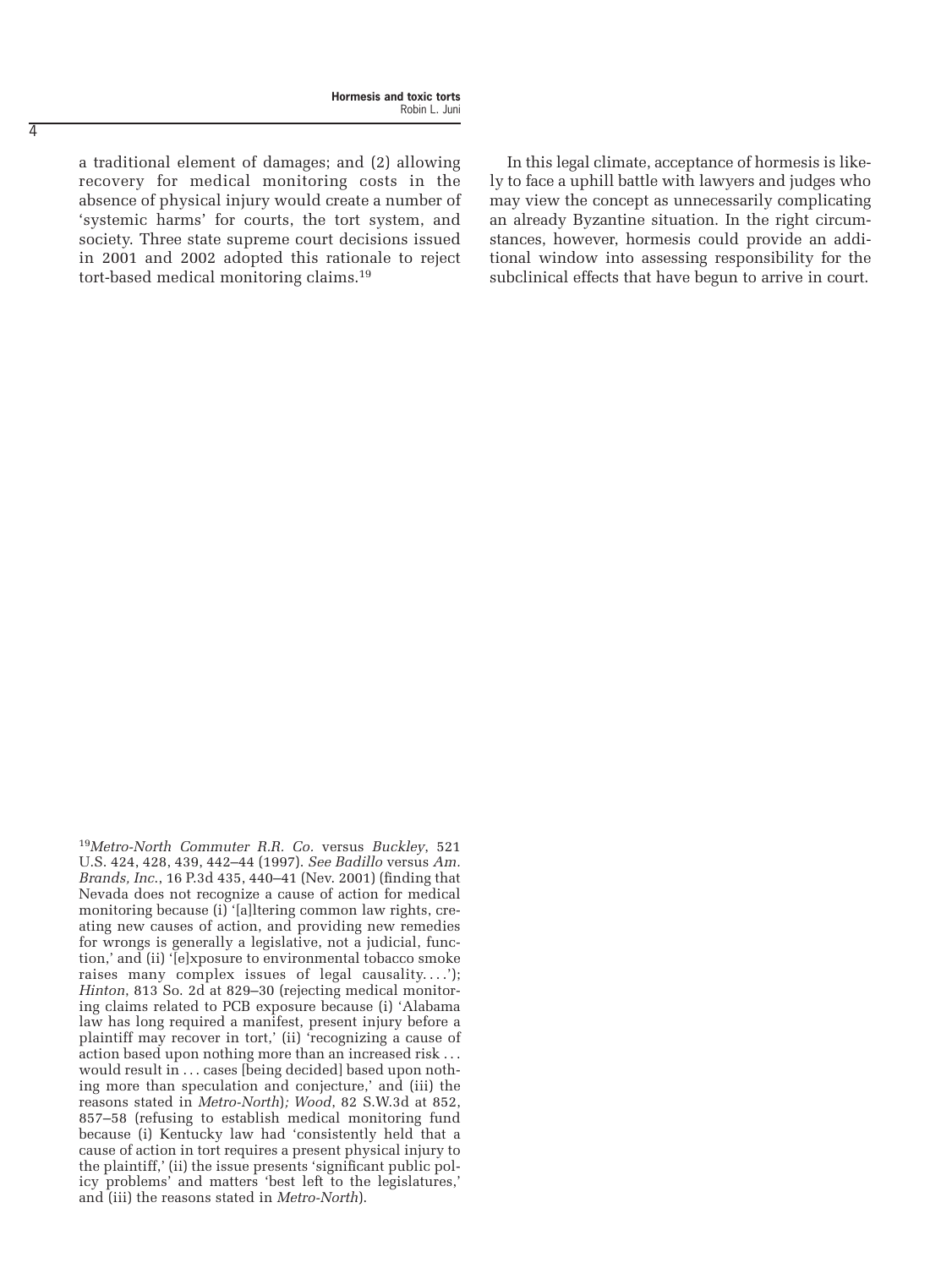a traditional element of damages; and (2) allowing recovery for medical monitoring costs in the absence of physical injury would create a number of 'systemic harms' for courts, the tort system, and society. Three state supreme court decisions issued in 2001 and 2002 adopted this rationale to reject tort-based medical monitoring claims.[19]

In this legal climate, acceptance of hormesis is likely to face a uphill battle with lawyers and judges who may view the concept as unnecessarily complicating an already Byzantine situation. In the right circumstances, however, hormesis could provide an additional window into assessing responsibility for the subclinical effects that have begun to arrive in court.

[19]*Metro-North Commuter R.R. Co.* versus *Buckley*, 521 U.S. 424, 428, 439, 442–44 (1997). *See Badillo* versus *Am. Brands, Inc.*, 16 P.3d 435, 440–41 (Nev. 2001) (finding that Nevada does not recognize a cause of action for medical monitoring because (i) '[a]ltering common law rights, creating new causes of action, and providing new remedies for wrongs is generally a legislative, not a judicial, function,' and (ii) '[e]xposure to environmental tobacco smoke raises many complex issues of legal causality. . . .'); *Hinton*, 813 So. 2d at 829–30 (rejecting medical monitoring claims related to PCB exposure because (i) 'Alabama law has long required a manifest, present injury before a plaintiff may recover in tort,' (ii) 'recognizing a cause of action based upon nothing more than an increased risk . . . would result in . . . cases [being decided] based upon nothing more than speculation and conjecture,' and (iii) the reasons stated in *Metro-North*)*; Wood*, 82 S.W.3d at 852, 857–58 (refusing to establish medical monitoring fund because (i) Kentucky law had 'consistently held that a cause of action in tort requires a present physical injury to the plaintiff,' (ii) the issue presents 'significant public policy problems' and matters 'best left to the legislatures,' and (iii) the reasons stated in *Metro-North*).